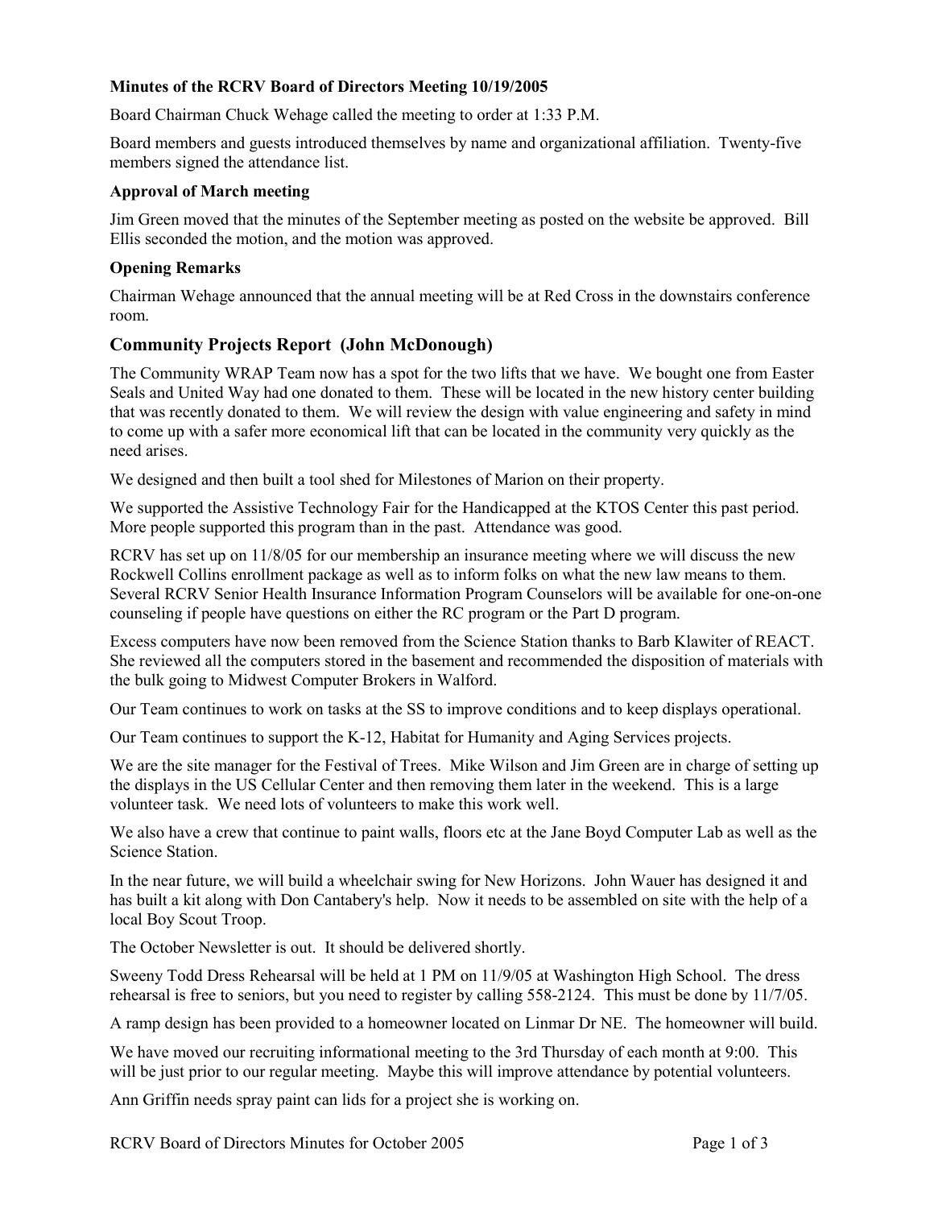**Minutes of the RCRV Board of Directors Meeting 10/19/2005**

Board Chairman Chuck Wehage called the meeting to order at 1:33 P.M.

Board members and guests introduced themselves by name and organizational affiliation. Twenty-five members signed the attendance list.

**Approval of March meeting**

Jim Green moved that the minutes of the September meeting as posted on the website be approved. Bill Ellis seconded the motion, and the motion was approved.

**Opening Remarks**

Chairman Wehage announced that the annual meeting will be at Red Cross in the downstairs conference room.

## Community Projects Report (John McDonough)

The Community WRAP Team now has a spot for the two lifts that we have. We bought one from Easter Seals and United Way had one donated to them. These will be located in the new history center building that was recently donated to them. We will review the design with value engineering and safety in mind to come up with a safer more economical lift that can be located in the community very quickly as the need arises.

We designed and then built a tool shed for Milestones of Marion on their property.

We supported the Assistive Technology Fair for the Handicapped at the KTOS Center this past period. More people supported this program than in the past. Attendance was good.

RCRV has set up on 11/8/05 for our membership an insurance meeting where we will discuss the new Rockwell Collins enrollment package as well as to inform folks on what the new law means to them. Several RCRV Senior Health Insurance Information Program Counselors will be available for one-on-one counseling if people have questions on either the RC program or the Part D program.

Excess computers have now been removed from the Science Station thanks to Barb Klawiter of REACT. She reviewed all the computers stored in the basement and recommended the disposition of materials with the bulk going to Midwest Computer Brokers in Walford.

Our Team continues to work on tasks at the SS to improve conditions and to keep displays operational.

Our Team continues to support the K-12, Habitat for Humanity and Aging Services projects.

We are the site manager for the Festival of Trees. Mike Wilson and Jim Green are in charge of setting up the displays in the US Cellular Center and then removing them later in the weekend. This is a large volunteer task. We need lots of volunteers to make this work well.

We also have a crew that continue to paint walls, floors etc at the Jane Boyd Computer Lab as well as the Science Station.

In the near future, we will build a wheelchair swing for New Horizons. John Wauer has designed it and has built a kit along with Don Cantabery's help. Now it needs to be assembled on site with the help of a local Boy Scout Troop.

The October Newsletter is out. It should be delivered shortly.

Sweeny Todd Dress Rehearsal will be held at 1 PM on 11/9/05 at Washington High School. The dress rehearsal is free to seniors, but you need to register by calling 558-2124. This must be done by 11/7/05.

A ramp design has been provided to a homeowner located on Linmar Dr NE. The homeowner will build.

We have moved our recruiting informational meeting to the 3rd Thursday of each month at 9:00. This will be just prior to our regular meeting. Maybe this will improve attendance by potential volunteers.

Ann Griffin needs spray paint can lids for a project she is working on.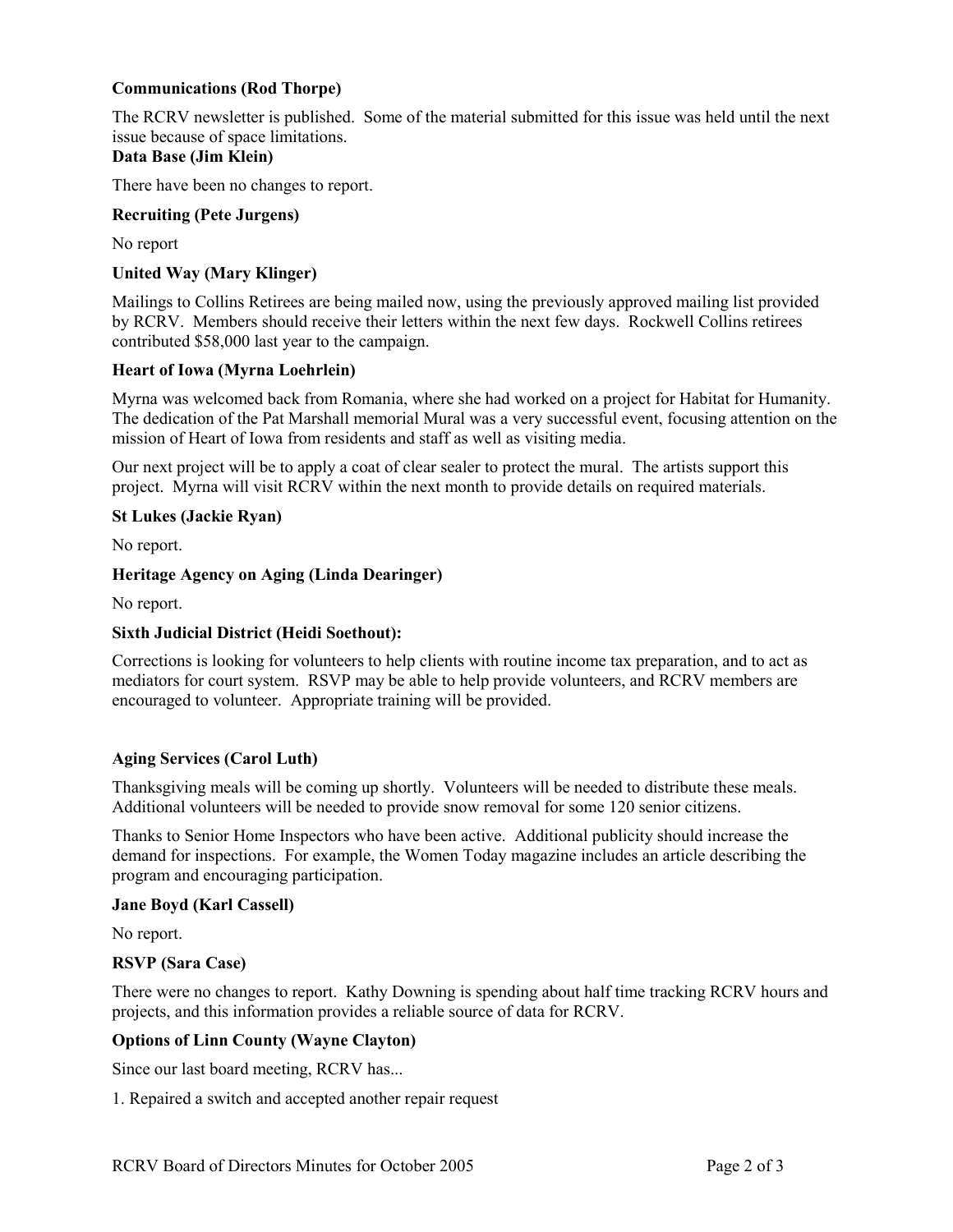**Communications (Rod Thorpe)**

The RCRV newsletter is published. Some of the material submitted for this issue was held until the next issue because of space limitations.

**Data Base (Jim Klein)**

There have been no changes to report.

**Recruiting (Pete Jurgens)**

No report

**United Way (Mary Klinger)**

Mailings to Collins Retirees are being mailed now, using the previously approved mailing list provided by RCRV. Members should receive their letters within the next few days. Rockwell Collins retirees contributed $58,000 last year to the campaign.

**Heart of Iowa (Myrna Loehrlein)**

Myrna was welcomed back from Romania, where she had worked on a project for Habitat for Humanity. The dedication of the Pat Marshall memorial Mural was a very successful event, focusing attention on the mission of Heart of Iowa from residents and staff as well as visiting media.

Our next project will be to apply a coat of clear sealer to protect the mural. The artists support this project. Myrna will visit RCRV within the next month to provide details on required materials.

**St Lukes (Jackie Ryan)**

No report.

**Heritage Agency on Aging (Linda Dearinger)**

No report.

**Sixth Judicial District (Heidi Soethout):**

Corrections is looking for volunteers to help clients with routine income tax preparation, and to act as mediators for court system. RSVP may be able to help provide volunteers, and RCRV members are encouraged to volunteer. Appropriate training will be provided.

**Aging Services (Carol Luth)**

Thanksgiving meals will be coming up shortly. Volunteers will be needed to distribute these meals. Additional volunteers will be needed to provide snow removal for some 120 senior citizens.

Thanks to Senior Home Inspectors who have been active. Additional publicity should increase the demand for inspections. For example, the Women Today magazine includes an article describing the program and encouraging participation.

**Jane Boyd (Karl Cassell)**

No report.

**RSVP (Sara Case)**

There were no changes to report. Kathy Downing is spending about half time tracking RCRV hours and projects, and this information provides a reliable source of data for RCRV.

**Options of Linn County (Wayne Clayton)**

Since our last board meeting, RCRV has...

1. Repaired a switch and accepted another repair request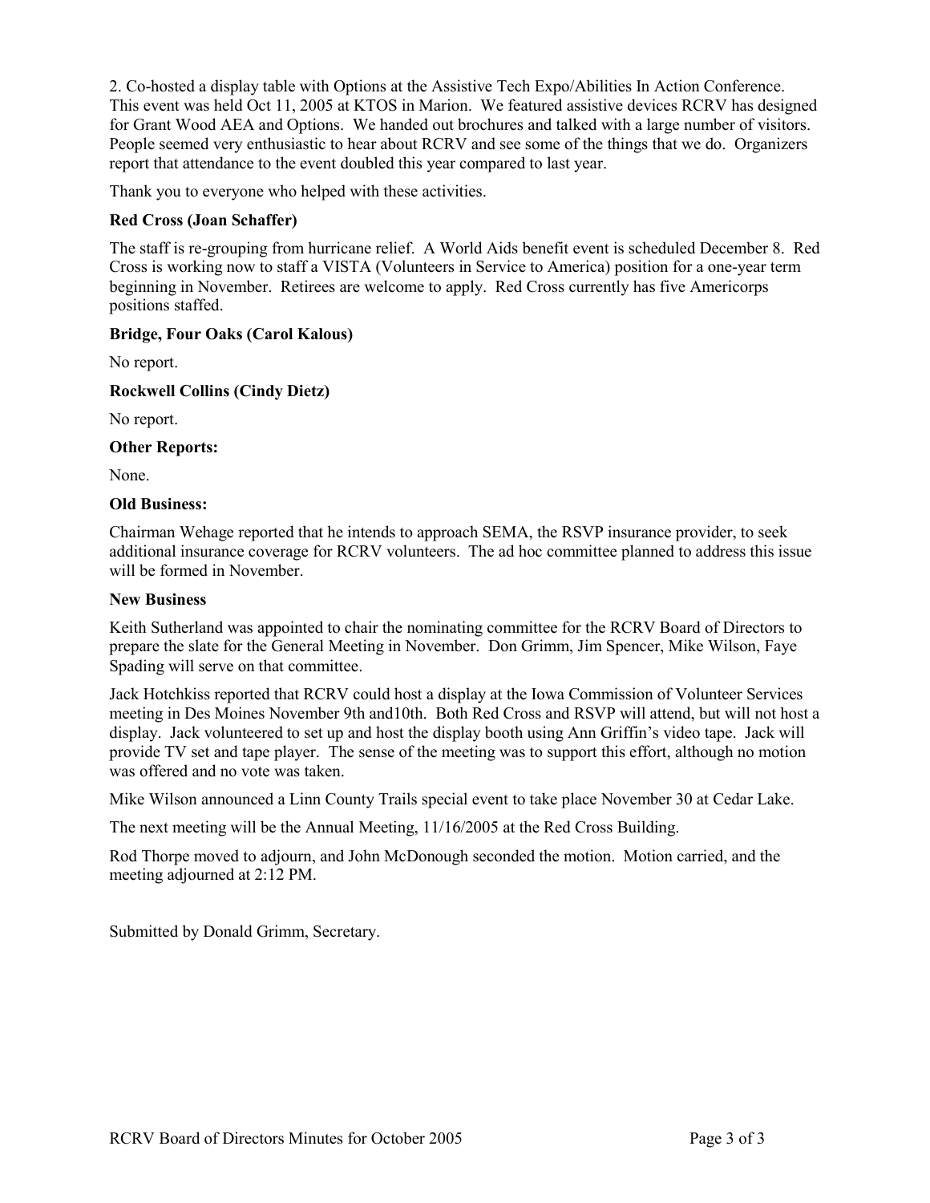2. Co-hosted a display table with Options at the Assistive Tech Expo/Abilities In Action Conference. This event was held Oct 11, 2005 at KTOS in Marion. We featured assistive devices RCRV has designed for Grant Wood AEA and Options. We handed out brochures and talked with a large number of visitors. People seemed very enthusiastic to hear about RCRV and see some of the things that we do. Organizers report that attendance to the event doubled this year compared to last year.

Thank you to everyone who helped with these activities.

**Red Cross (Joan Schaffer)**

The staff is re-grouping from hurricane relief. A World Aids benefit event is scheduled December 8. Red Cross is working now to staff a VISTA (Volunteers in Service to America) position for a one-year term beginning in November. Retirees are welcome to apply. Red Cross currently has five Americorps positions staffed.

**Bridge, Four Oaks (Carol Kalous)**

No report.

**Rockwell Collins (Cindy Dietz)**

No report.

**Other Reports:**

None.

**Old Business:**

Chairman Wehage reported that he intends to approach SEMA, the RSVP insurance provider, to seek additional insurance coverage for RCRV volunteers. The ad hoc committee planned to address this issue will be formed in November.

**New Business**

Keith Sutherland was appointed to chair the nominating committee for the RCRV Board of Directors to prepare the slate for the General Meeting in November. Don Grimm, Jim Spencer, Mike Wilson, Faye Spading will serve on that committee.

Jack Hotchkiss reported that RCRV could host a display at the Iowa Commission of Volunteer Services meeting in Des Moines November 9th and10th. Both Red Cross and RSVP will attend, but will not host a display. Jack volunteered to set up and host the display booth using Ann Griffin's video tape. Jack will provide TV set and tape player. The sense of the meeting was to support this effort, although no motion was offered and no vote was taken.

Mike Wilson announced a Linn County Trails special event to take place November 30 at Cedar Lake.

The next meeting will be the Annual Meeting, 11/16/2005 at the Red Cross Building.

Rod Thorpe moved to adjourn, and John McDonough seconded the motion. Motion carried, and the meeting adjourned at 2:12 PM.

Submitted by Donald Grimm, Secretary.